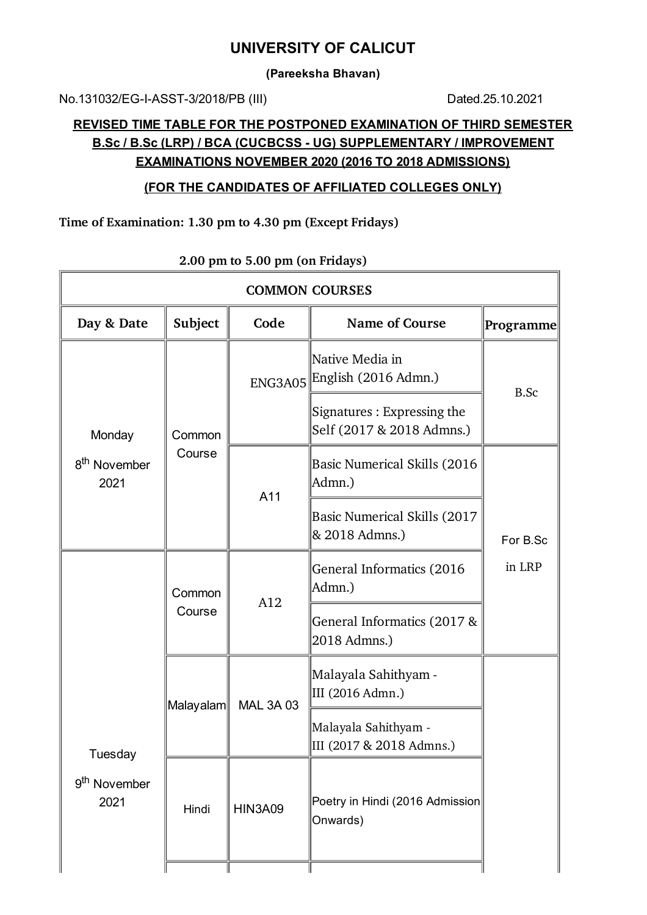# UNIVERSITY OF CALICUT

**(Pareeksha Bhavan)**

No.131032/EG-I-ASST-3/2018/PB (III) Dated.25.10.2021

## REVISED TIME TABLE FOR THE POSTPONED EXAMINATION OF THIRD SEMESTER B.Sc / B.Sc (LRP) / BCA (CUCBCSS - UG) SUPPLEMENTARY / IMPROVEMENT EXAMINATIONS NOVEMBER 2020 (2016 TO 2018 ADMISSIONS)

### (FOR THE CANDIDATES OF AFFILIATED COLLEGES ONLY)

**Time of Examination: 1.30 pm to 4.30 pm (Except Fridays)**

**2.00 pm to 5.00 pm (on Fridays)**

| COMMON COURSES | | | | |
|---|---|---|---|---|
| **Day & Date** | **Subject** | **Code** | **Name of Course** | **Programme** |
| Monday 8th November 2021 | Common Course | ENG3A05 | Native Media in English (2016 Admn.) | B.Sc |
| | | | Signatures : Expressing the Self (2017 & 2018 Admns.) | |
| | | A11 | Basic Numerical Skills (2016 Admn.) | For B.Sc in LRP |
| | | | Basic Numerical Skills (2017 & 2018 Admns.) | |
| Tuesday 9th November 2021 | Common Course | A12 | General Informatics (2016 Admn.) | |
| | | | General Informatics (2017 & 2018 Admns.) | |
| | Malayalam | MAL 3A 03 | Malayala Sahithyam - III (2016 Admn.) | |
| | | | Malayala Sahithyam - III (2017 & 2018 Admns.) | |
| | Hindi | HIN3A09 | Poetry in Hindi (2016 Admission Onwards) | |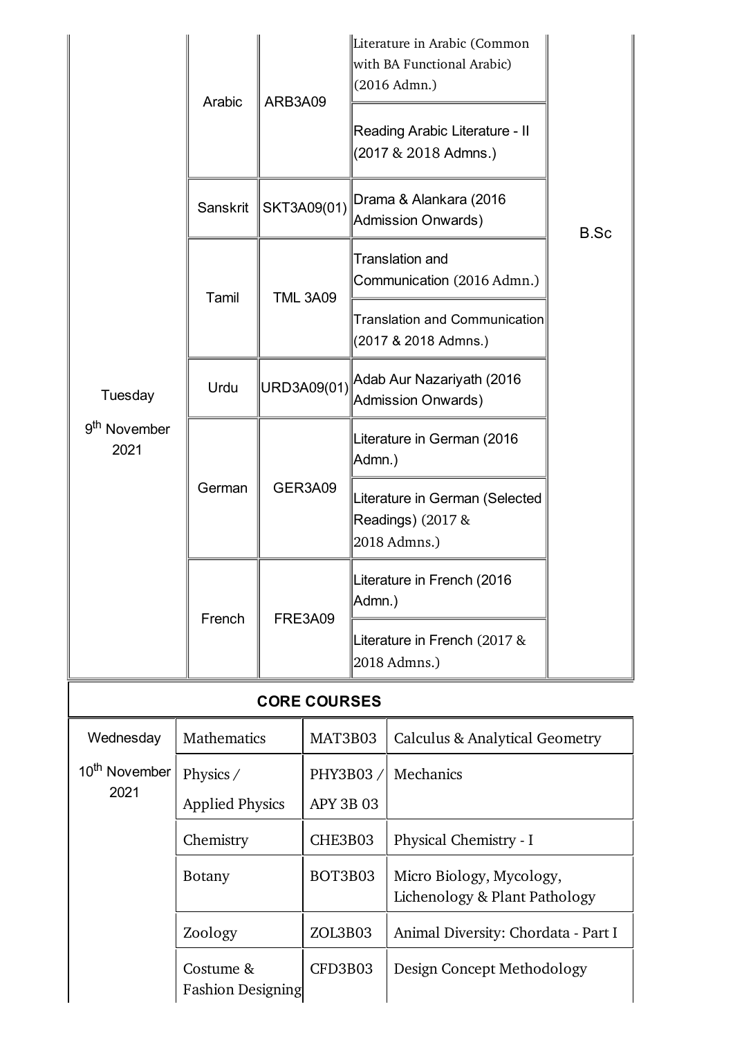| | | | | |
|---|---|---|---|---|
| Tuesday 9th November 2021 | Arabic | ARB3A09 | Literature in Arabic (Common with BA Functional Arabic) (2016 Admn.) | B.Sc |
| | | | Reading Arabic Literature - II (2017 & 2018 Admns.) | |
| | Sanskrit | SKT3A09(01) | Drama & Alankara (2016 Admission Onwards) | |
| | Tamil | TML 3A09 | Translation and Communication (2016 Admn.) | |
| | | | Translation and Communication (2017 & 2018 Admns.) | |
| | Urdu | URD3A09(01) | Adab Aur Nazariyath (2016 Admission Onwards) | |
| | German | GER3A09 | Literature in German (2016 Admn.) | |
| | | | Literature in German (Selected Readings) (2017 & 2018 Admns.) | |
| | French | FRE3A09 | Literature in French (2016 Admn.) | |
| | | | Literature in French (2017 & 2018 Admns.) | |

**CORE COURSES**

| | | | |
|---|---|---|---|
| Wednesday 10th November 2021 | Mathematics | MAT3B03 | Calculus & Analytical Geometry |
| | Physics / Applied Physics | PHY3B03 / APY 3B 03 | Mechanics |
| | Chemistry | CHE3B03 | Physical Chemistry - I |
| | Botany | BOT3B03 | Micro Biology, Mycology, Lichenology & Plant Pathology |
| | Zoology | ZOL3B03 | Animal Diversity: Chordata - Part I |
| | Costume & Fashion Designing | CFD3B03 | Design Concept Methodology |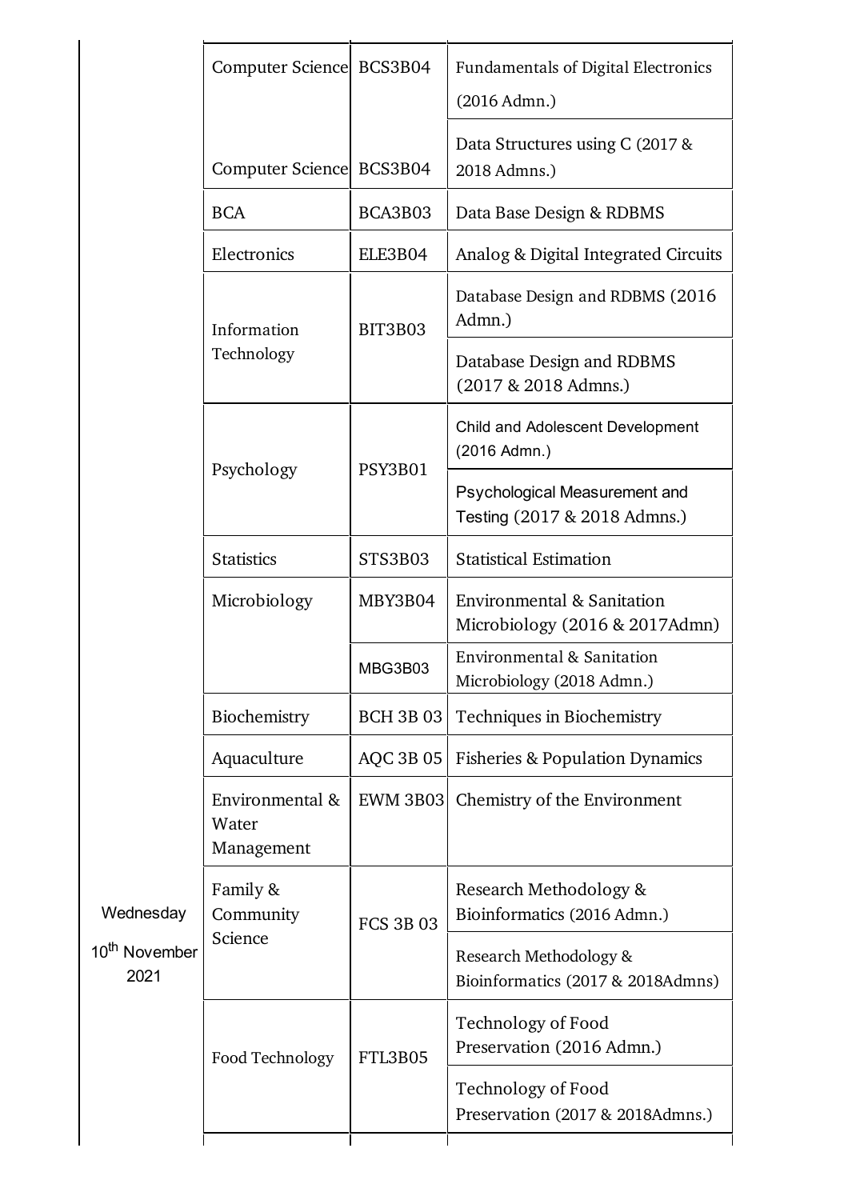| | | | |
|---|---|---|---|
| Wednesday 10th November 2021 | Computer Science | BCS3B04 | Fundamentals of Digital Electronics (2016 Admn.) |
| | Computer Science | BCS3B04 | Data Structures using C (2017 & 2018 Admns.) |
| | BCA | BCA3B03 | Data Base Design & RDBMS |
| | Electronics | ELE3B04 | Analog & Digital Integrated Circuits |
| | Information Technology | BIT3B03 | Database Design and RDBMS (2016 Admn.) |
| | | | Database Design and RDBMS (2017 & 2018 Admns.) |
| | Psychology | PSY3B01 | Child and Adolescent Development (2016 Admn.) |
| | | | Psychological Measurement and Testing (2017 & 2018 Admns.) |
| | Statistics | STS3B03 | Statistical Estimation |
| | Microbiology | MBY3B04 | Environmental & Sanitation Microbiology (2016 & 2017Admn) |
| | | MBG3B03 | Environmental & Sanitation Microbiology (2018 Admn.) |
| | Biochemistry | BCH 3B 03 | Techniques in Biochemistry |
| | Aquaculture | AQC 3B 05 | Fisheries & Population Dynamics |
| | Environmental & Water Management | EWM 3B03 | Chemistry of the Environment |
| | Family & Community Science | FCS 3B 03 | Research Methodology & Bioinformatics (2016 Admn.) |
| | | | Research Methodology & Bioinformatics (2017 & 2018Admns) |
| | Food Technology | FTL3B05 | Technology of Food Preservation (2016 Admn.) |
| | | | Technology of Food Preservation (2017 & 2018Admns.) |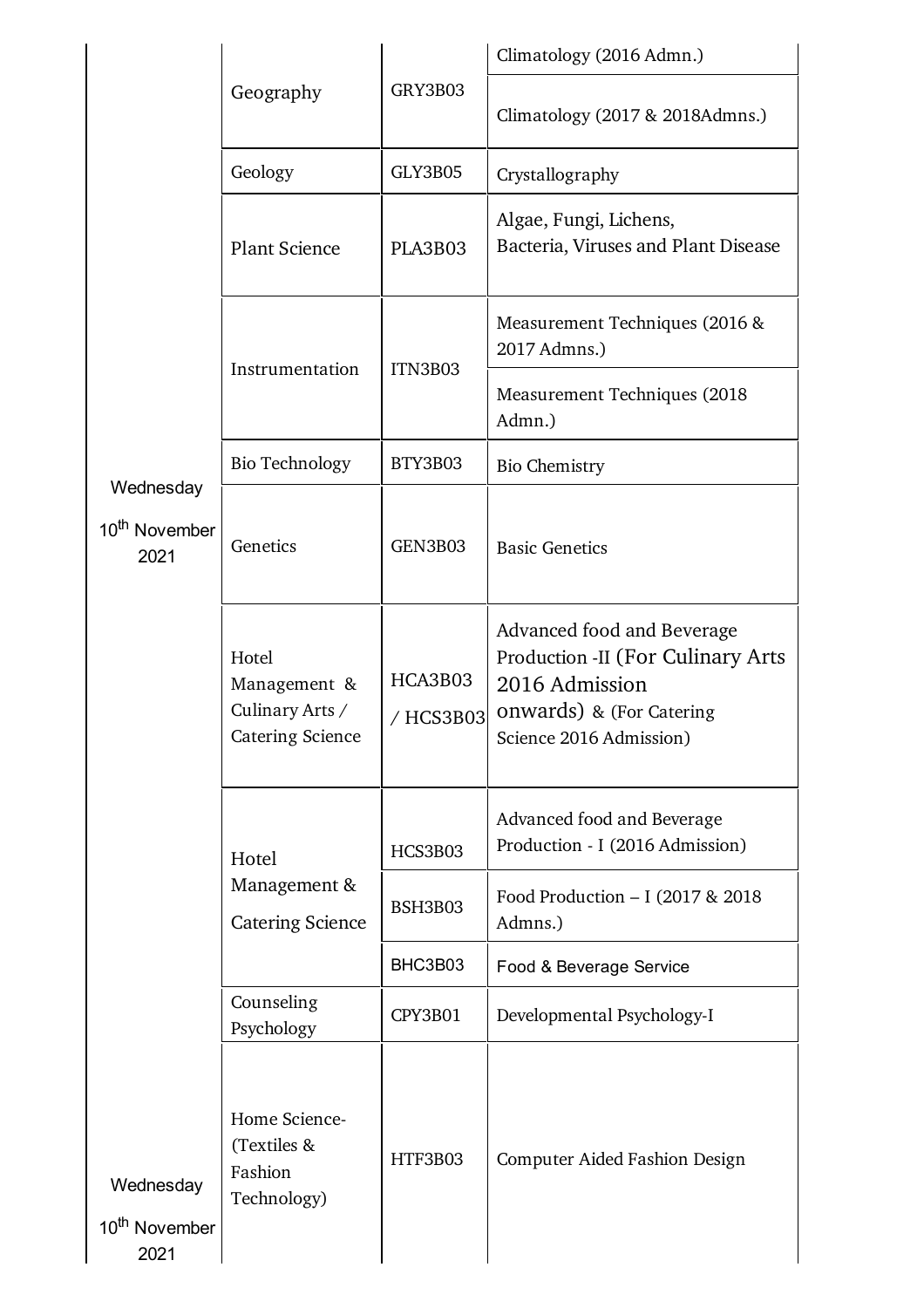| | | | |
|---|---|---|---|
| Wednesday 10th November 2021 | Geography | GRY3B03 | Climatology (2016 Admn.) |
| | | | Climatology (2017 & 2018Admns.) |
| | Geology | GLY3B05 | Crystallography |
| | Plant Science | PLA3B03 | Algae, Fungi, Lichens, Bacteria, Viruses and Plant Disease |
| | Instrumentation | ITN3B03 | Measurement Techniques (2016 & 2017 Admns.) |
| | | | Measurement Techniques (2018 Admn.) |
| | Bio Technology | BTY3B03 | Bio Chemistry |
| | Genetics | GEN3B03 | Basic Genetics |
| | Hotel Management & Culinary Arts / Catering Science | HCA3B03 / HCS3B03 | Advanced food and Beverage Production -II (For Culinary Arts 2016 Admission onwards) & (For Catering Science 2016 Admission) |
| | Hotel Management & Catering Science | HCS3B03 | Advanced food and Beverage Production - I (2016 Admission) |
| | | BSH3B03 | Food Production – I (2017 & 2018 Admns.) |
| | | BHC3B03 | Food & Beverage Service |
| | Counseling Psychology | CPY3B01 | Developmental Psychology-I |
| Wednesday 10th November 2021 | Home Science- (Textiles & Fashion Technology) | HTF3B03 | Computer Aided Fashion Design |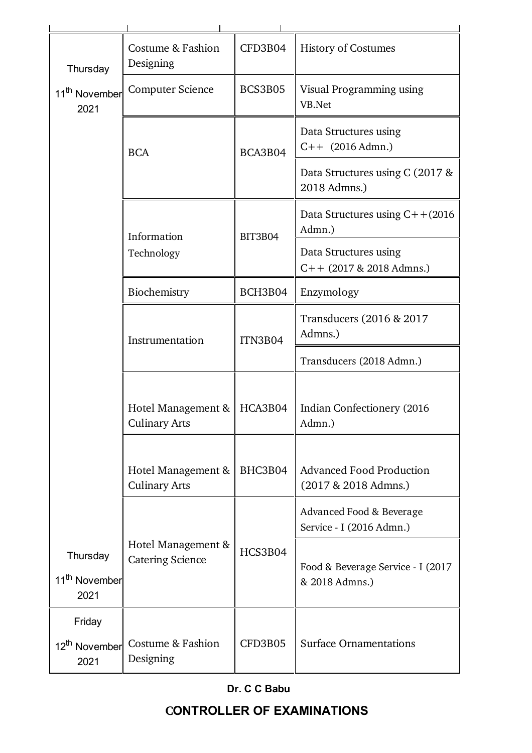| | | | |
|---|---|---|---|
| Thursday 11[th] November 2021 | Costume & Fashion Designing | CFD3B04 | History of Costumes |
| | Computer Science | BCS3B05 | Visual Programming using VB.Net |
| | BCA | BCA3B04 | Data Structures using C++ (2016 Admn.) |
| | | | Data Structures using C (2017 & 2018 Admns.) |
| | Information Technology | BIT3B04 | Data Structures using C++(2016 Admn.) |
| | | | Data Structures using C++ (2017 & 2018 Admns.) |
| | Biochemistry | BCH3B04 | Enzymology |
| | Instrumentation | ITN3B04 | Transducers (2016 & 2017 Admns.) |
| | | | Transducers (2018 Admn.) |
| | Hotel Management & Culinary Arts | HCA3B04 | Indian Confectionery (2016 Admn.) |
| | Hotel Management & Culinary Arts | BHC3B04 | Advanced Food Production (2017 & 2018 Admns.) |
| Thursday 11[th] November 2021 | Hotel Management & Catering Science | HCS3B04 | Advanced Food & Beverage Service - I (2016 Admn.) |
| | | | Food & Beverage Service - I (2017 & 2018 Admns.) |
| Friday 12[th] November 2021 | Costume & Fashion Designing | CFD3B05 | Surface Ornamentations |

**Dr. C C Babu**

**CONTROLLER OF EXAMINATIONS**